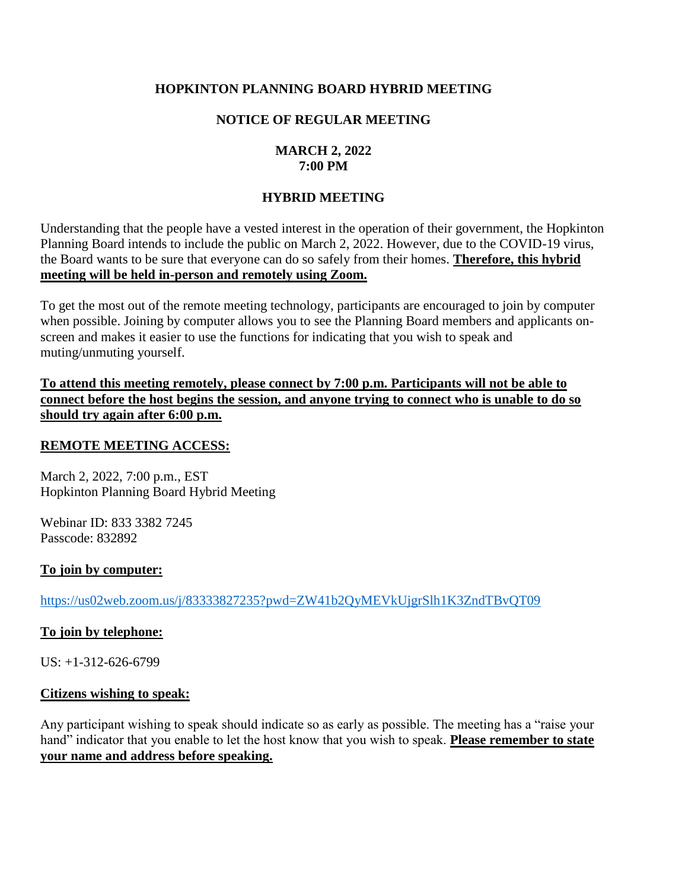# HOPKINTON PLANNING BOARD HYBRID MEETING

## NOTICE OF REGULAR MEETING

**MARCH 2, 2022**
**7:00 PM**

## HYBRID MEETING

Understanding that the people have a vested interest in the operation of their government, the Hopkinton Planning Board intends to include the public on March 2, 2022. However, due to the COVID-19 virus, the Board wants to be sure that everyone can do so safely from their homes. **Therefore, this hybrid meeting will be held in-person and remotely using Zoom.**

To get the most out of the remote meeting technology, participants are encouraged to join by computer when possible. Joining by computer allows you to see the Planning Board members and applicants on-screen and makes it easier to use the functions for indicating that you wish to speak and muting/unmuting yourself.

**To attend this meeting remotely, please connect by 7:00 p.m. Participants will not be able to connect before the host begins the session, and anyone trying to connect who is unable to do so should try again after 6:00 p.m.**

**REMOTE MEETING ACCESS:**

March 2, 2022, 7:00 p.m., EST
Hopkinton Planning Board Hybrid Meeting

Webinar ID: 833 3382 7245
Passcode: 832892

**To join by computer:**

https://us02web.zoom.us/j/83333827235?pwd=ZW41b2QyMEVkUjgrSlh1K3ZndTBvQT09

**To join by telephone:**

US: +1-312-626-6799

**Citizens wishing to speak:**

Any participant wishing to speak should indicate so as early as possible. The meeting has a "raise your hand" indicator that you enable to let the host know that you wish to speak. **Please remember to state your name and address before speaking.**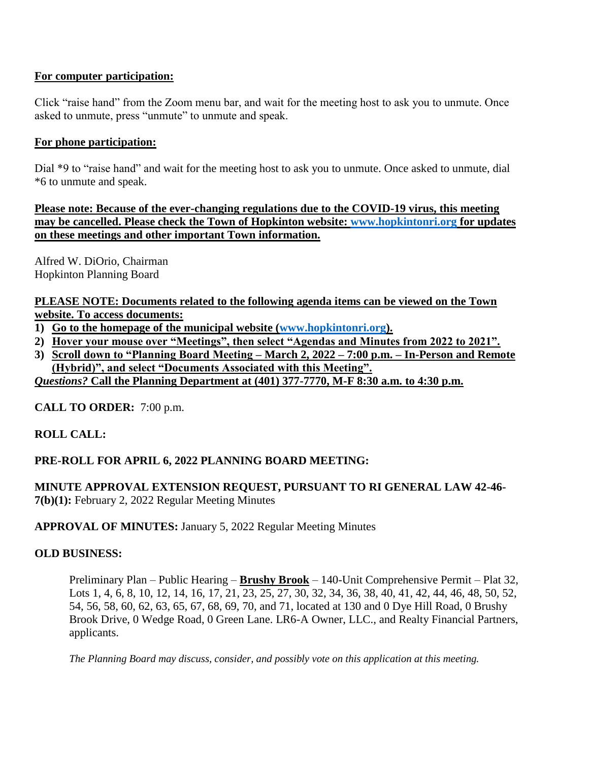**<u>For computer participation:</u>**

Click "raise hand" from the Zoom menu bar, and wait for the meeting host to ask you to unmute. Once asked to unmute, press "unmute" to unmute and speak.

**<u>For phone participation:</u>**

Dial *9 to "raise hand" and wait for the meeting host to ask you to unmute. Once asked to unmute, dial *6 to unmute and speak.

**<u>Please note: Because of the ever-changing regulations due to the COVID-19 virus, this meeting may be cancelled. Please check the Town of Hopkinton website: www.hopkintonri.org for updates on these meetings and other important Town information.</u>**

Alfred W. DiOrio, Chairman
Hopkinton Planning Board

**<u>PLEASE NOTE: Documents related to the following agenda items can be viewed on the Town website. To access documents:</u>**

1) **<u>Go to the homepage of the municipal website (www.hopkintonri.org).</u>**
2) **<u>Hover your mouse over "Meetings", then select "Agendas and Minutes from 2022 to 2021".</u>**
3) **<u>Scroll down to "Planning Board Meeting – March 2, 2022 – 7:00 p.m. – In-Person and Remote (Hybrid)", and select "Documents Associated with this Meeting".</u>**

***<u>Questions?</u>*** **<u>Call the Planning Department at (401) 377-7770, M-F 8:30 a.m. to 4:30 p.m.</u>**

**CALL TO ORDER:** 7:00 p.m.

**ROLL CALL:**

**PRE-ROLL FOR APRIL 6, 2022 PLANNING BOARD MEETING:**

**MINUTE APPROVAL EXTENSION REQUEST, PURSUANT TO RI GENERAL LAW 42-46-7(b)(1):** February 2, 2022 Regular Meeting Minutes

**APPROVAL OF MINUTES:** January 5, 2022 Regular Meeting Minutes

**OLD BUSINESS:**

Preliminary Plan – Public Hearing – **<u>Brushy Brook</u>** – 140-Unit Comprehensive Permit – Plat 32, Lots 1, 4, 6, 8, 10, 12, 14, 16, 17, 21, 23, 25, 27, 30, 32, 34, 36, 38, 40, 41, 42, 44, 46, 48, 50, 52, 54, 56, 58, 60, 62, 63, 65, 67, 68, 69, 70, and 71, located at 130 and 0 Dye Hill Road, 0 Brushy Brook Drive, 0 Wedge Road, 0 Green Lane. LR6-A Owner, LLC., and Realty Financial Partners, applicants.

*The Planning Board may discuss, consider, and possibly vote on this application at this meeting.*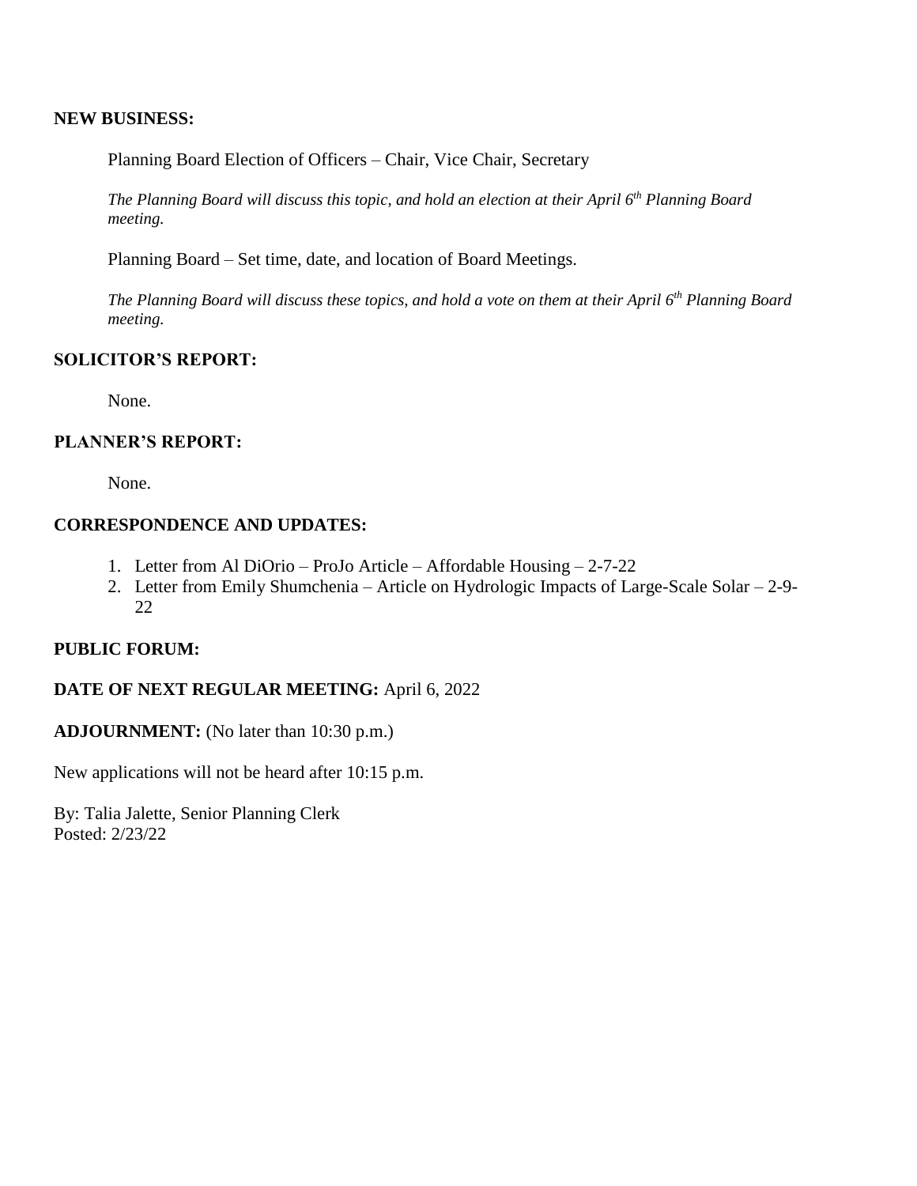**NEW BUSINESS:**

Planning Board Election of Officers – Chair, Vice Chair, Secretary

*The Planning Board will discuss this topic, and hold an election at their April 6th Planning Board meeting.*

Planning Board – Set time, date, and location of Board Meetings.

*The Planning Board will discuss these topics, and hold a vote on them at their April 6th Planning Board meeting.*

**SOLICITOR'S REPORT:**

None.

**PLANNER'S REPORT:**

None.

**CORRESPONDENCE AND UPDATES:**

1. Letter from Al DiOrio – ProJo Article – Affordable Housing – 2-7-22
2. Letter from Emily Shumchenia – Article on Hydrologic Impacts of Large-Scale Solar – 2-9-22

**PUBLIC FORUM:**

**DATE OF NEXT REGULAR MEETING:** April 6, 2022

**ADJOURNMENT:** (No later than 10:30 p.m.)

New applications will not be heard after 10:15 p.m.

By: Talia Jalette, Senior Planning Clerk
Posted: 2/23/22